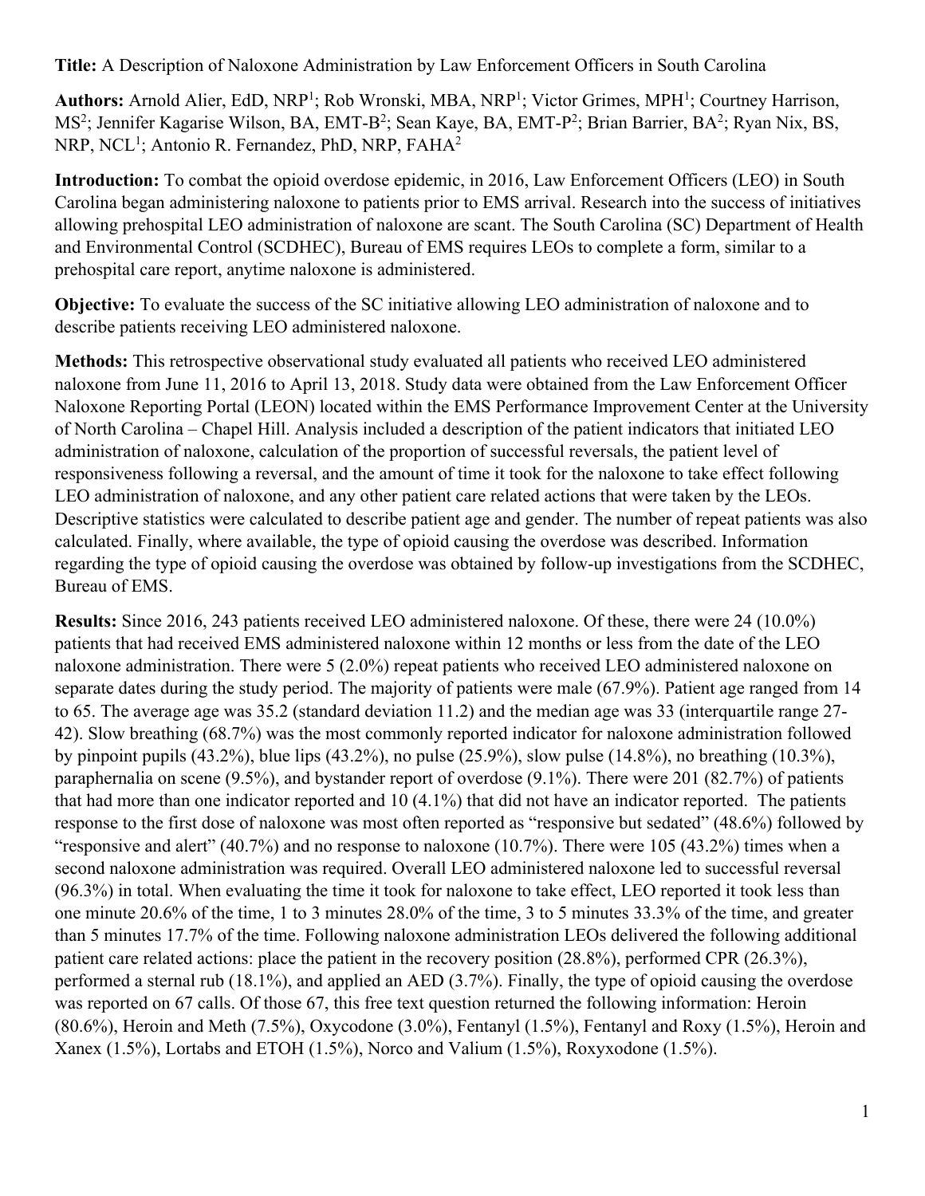**Title:** A Description of Naloxone Administration by Law Enforcement Officers in South Carolina

**Authors:** Arnold Alier, EdD, NRP[1]; Rob Wronski, MBA, NRP[1]; Victor Grimes, MPH[1]; Courtney Harrison, MS[2]; Jennifer Kagarise Wilson, BA, EMT-B[2]; Sean Kaye, BA, EMT-P[2]; Brian Barrier, BA[2]; Ryan Nix, BS, NRP, NCL[1]; Antonio R. Fernandez, PhD, NRP, FAHA[2]

**Introduction:** To combat the opioid overdose epidemic, in 2016, Law Enforcement Officers (LEO) in South Carolina began administering naloxone to patients prior to EMS arrival. Research into the success of initiatives allowing prehospital LEO administration of naloxone are scant. The South Carolina (SC) Department of Health and Environmental Control (SCDHEC), Bureau of EMS requires LEOs to complete a form, similar to a prehospital care report, anytime naloxone is administered.

**Objective:** To evaluate the success of the SC initiative allowing LEO administration of naloxone and to describe patients receiving LEO administered naloxone.

**Methods:** This retrospective observational study evaluated all patients who received LEO administered naloxone from June 11, 2016 to April 13, 2018. Study data were obtained from the Law Enforcement Officer Naloxone Reporting Portal (LEON) located within the EMS Performance Improvement Center at the University of North Carolina – Chapel Hill. Analysis included a description of the patient indicators that initiated LEO administration of naloxone, calculation of the proportion of successful reversals, the patient level of responsiveness following a reversal, and the amount of time it took for the naloxone to take effect following LEO administration of naloxone, and any other patient care related actions that were taken by the LEOs. Descriptive statistics were calculated to describe patient age and gender. The number of repeat patients was also calculated. Finally, where available, the type of opioid causing the overdose was described. Information regarding the type of opioid causing the overdose was obtained by follow-up investigations from the SCDHEC, Bureau of EMS.

**Results:** Since 2016, 243 patients received LEO administered naloxone. Of these, there were 24 (10.0%) patients that had received EMS administered naloxone within 12 months or less from the date of the LEO naloxone administration. There were 5 (2.0%) repeat patients who received LEO administered naloxone on separate dates during the study period. The majority of patients were male (67.9%). Patient age ranged from 14 to 65. The average age was 35.2 (standard deviation 11.2) and the median age was 33 (interquartile range 27-42). Slow breathing (68.7%) was the most commonly reported indicator for naloxone administration followed by pinpoint pupils (43.2%), blue lips (43.2%), no pulse (25.9%), slow pulse (14.8%), no breathing (10.3%), paraphernalia on scene (9.5%), and bystander report of overdose (9.1%). There were 201 (82.7%) of patients that had more than one indicator reported and 10 (4.1%) that did not have an indicator reported. The patients response to the first dose of naloxone was most often reported as "responsive but sedated" (48.6%) followed by "responsive and alert" (40.7%) and no response to naloxone (10.7%). There were 105 (43.2%) times when a second naloxone administration was required. Overall LEO administered naloxone led to successful reversal (96.3%) in total. When evaluating the time it took for naloxone to take effect, LEO reported it took less than one minute 20.6% of the time, 1 to 3 minutes 28.0% of the time, 3 to 5 minutes 33.3% of the time, and greater than 5 minutes 17.7% of the time. Following naloxone administration LEOs delivered the following additional patient care related actions: place the patient in the recovery position (28.8%), performed CPR (26.3%), performed a sternal rub (18.1%), and applied an AED (3.7%). Finally, the type of opioid causing the overdose was reported on 67 calls. Of those 67, this free text question returned the following information: Heroin (80.6%), Heroin and Meth (7.5%), Oxycodone (3.0%), Fentanyl (1.5%), Fentanyl and Roxy (1.5%), Heroin and Xanex (1.5%), Lortabs and ETOH (1.5%), Norco and Valium (1.5%), Roxyxodone (1.5%).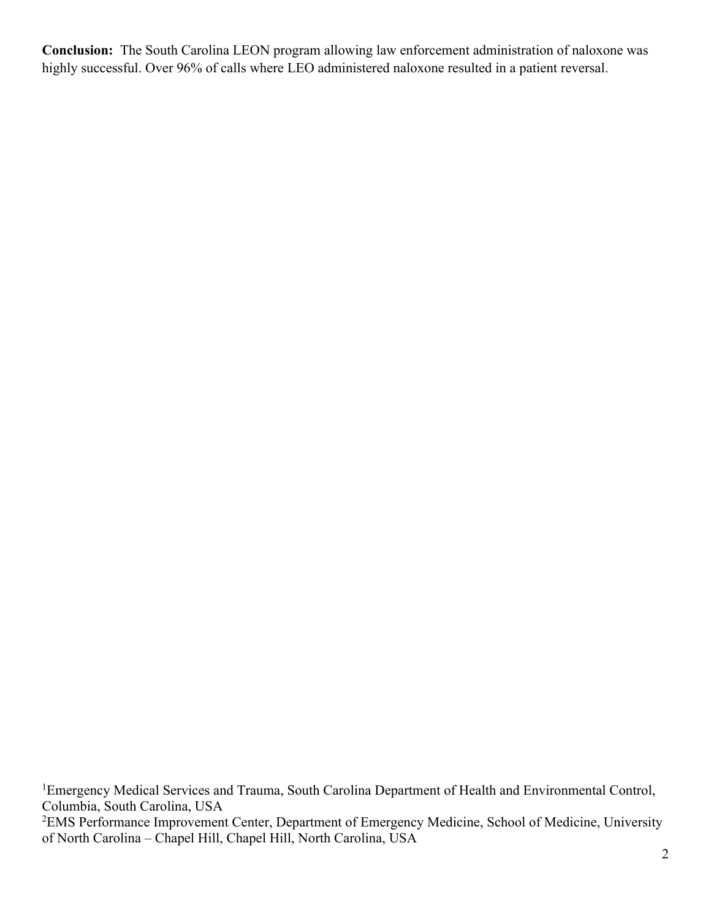**Conclusion:** The South Carolina LEON program allowing law enforcement administration of naloxone was highly successful. Over 96% of calls where LEO administered naloxone resulted in a patient reversal.

[1]Emergency Medical Services and Trauma, South Carolina Department of Health and Environmental Control, Columbia, South Carolina, USA

[2]EMS Performance Improvement Center, Department of Emergency Medicine, School of Medicine, University of North Carolina – Chapel Hill, Chapel Hill, North Carolina, USA